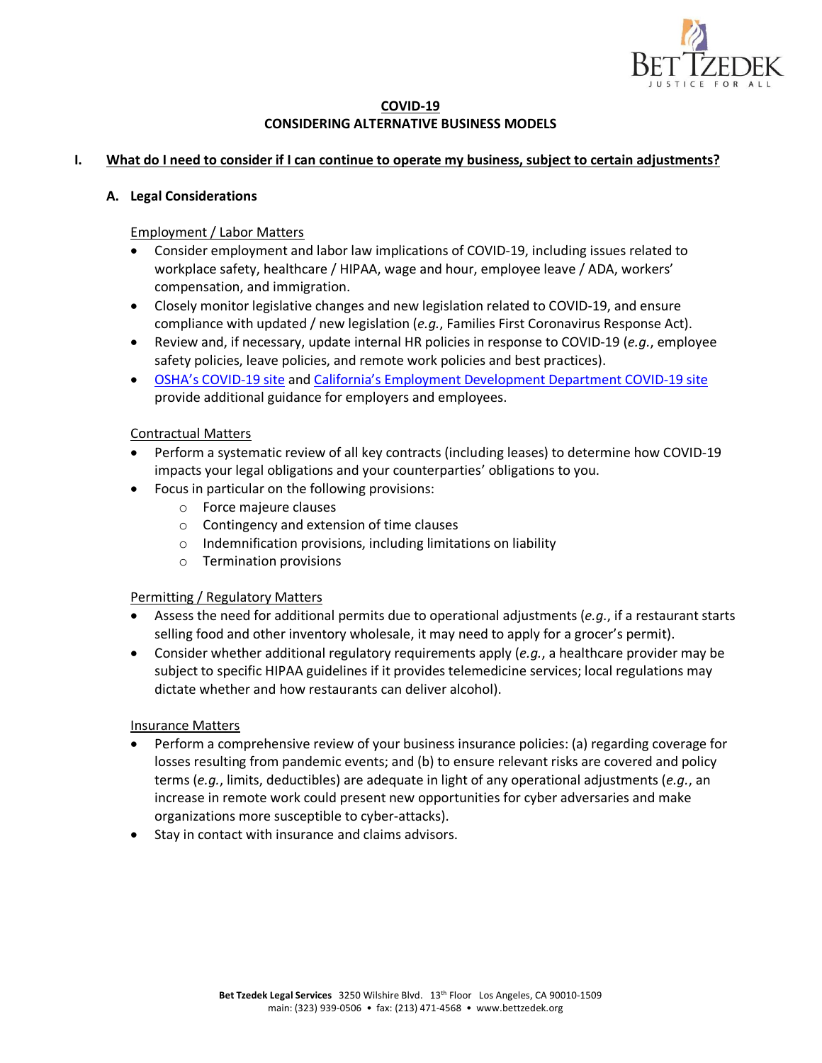# COVID-19
## CONSIDERING ALTERNATIVE BUSINESS MODELS

## I. What do I need to consider if I can continue to operate my business, subject to certain adjustments?

### A. Legal Considerations

Employment / Labor Matters

- Consider employment and labor law implications of COVID-19, including issues related to workplace safety, healthcare / HIPAA, wage and hour, employee leave / ADA, workers' compensation, and immigration.
- Closely monitor legislative changes and new legislation related to COVID-19, and ensure compliance with updated / new legislation (*e.g.*, Families First Coronavirus Response Act).
- Review and, if necessary, update internal HR policies in response to COVID-19 (*e.g.*, employee safety policies, leave policies, and remote work policies and best practices).
- OSHA's COVID-19 site and California's Employment Development Department COVID-19 site provide additional guidance for employers and employees.

Contractual Matters

- Perform a systematic review of all key contracts (including leases) to determine how COVID-19 impacts your legal obligations and your counterparties' obligations to you.
- Focus in particular on the following provisions:
    - Force majeure clauses
    - Contingency and extension of time clauses
    - Indemnification provisions, including limitations on liability
    - Termination provisions

Permitting / Regulatory Matters

- Assess the need for additional permits due to operational adjustments (*e.g.*, if a restaurant starts selling food and other inventory wholesale, it may need to apply for a grocer's permit).
- Consider whether additional regulatory requirements apply (*e.g.*, a healthcare provider may be subject to specific HIPAA guidelines if it provides telemedicine services; local regulations may dictate whether and how restaurants can deliver alcohol).

Insurance Matters

- Perform a comprehensive review of your business insurance policies: (a) regarding coverage for losses resulting from pandemic events; and (b) to ensure relevant risks are covered and policy terms (*e.g.*, limits, deductibles) are adequate in light of any operational adjustments (*e.g.*, an increase in remote work could present new opportunities for cyber adversaries and make organizations more susceptible to cyber-attacks).
- Stay in contact with insurance and claims advisors.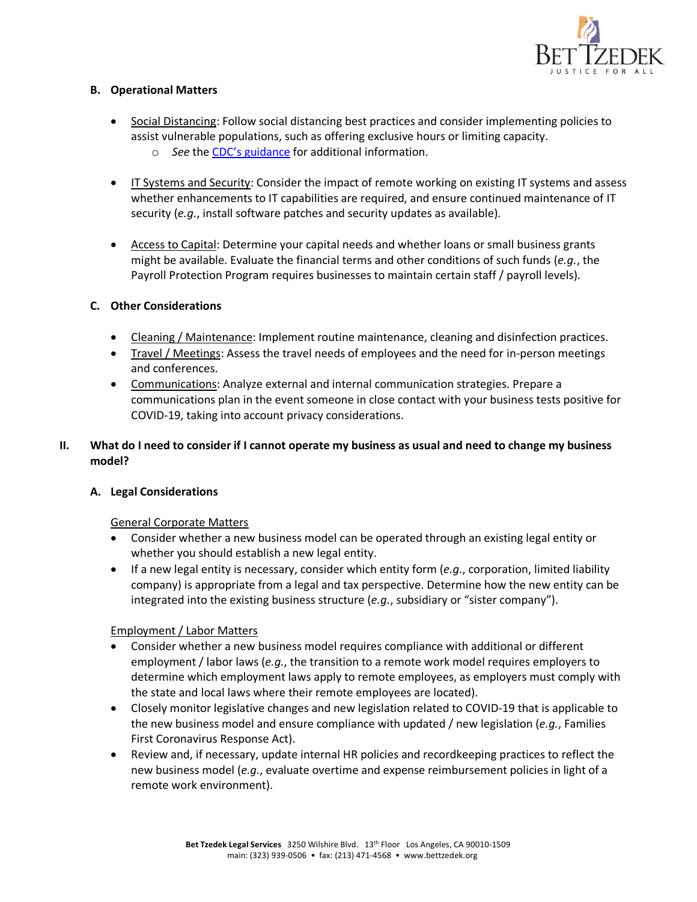### B. Operational Matters

- Social Distancing: Follow social distancing best practices and consider implementing policies to assist vulnerable populations, such as offering exclusive hours or limiting capacity.
  - *See* the [CDC's guidance]() for additional information.

- IT Systems and Security: Consider the impact of remote working on existing IT systems and assess whether enhancements to IT capabilities are required, and ensure continued maintenance of IT security (*e.g.*, install software patches and security updates as available).

- Access to Capital: Determine your capital needs and whether loans or small business grants might be available. Evaluate the financial terms and other conditions of such funds (*e.g.*, the Payroll Protection Program requires businesses to maintain certain staff / payroll levels).

### C. Other Considerations

- Cleaning / Maintenance: Implement routine maintenance, cleaning and disinfection practices.
- Travel / Meetings: Assess the travel needs of employees and the need for in-person meetings and conferences.
- Communications: Analyze external and internal communication strategies. Prepare a communications plan in the event someone in close contact with your business tests positive for COVID-19, taking into account privacy considerations.

## II. What do I need to consider if I cannot operate my business as usual and need to change my business model?

### A. Legal Considerations

General Corporate Matters

- Consider whether a new business model can be operated through an existing legal entity or whether you should establish a new legal entity.
- If a new legal entity is necessary, consider which entity form (*e.g.*, corporation, limited liability company) is appropriate from a legal and tax perspective. Determine how the new entity can be integrated into the existing business structure (*e.g.*, subsidiary or "sister company").

Employment / Labor Matters

- Consider whether a new business model requires compliance with additional or different employment / labor laws (*e.g.*, the transition to a remote work model requires employers to determine which employment laws apply to remote employees, as employers must comply with the state and local laws where their remote employees are located).
- Closely monitor legislative changes and new legislation related to COVID-19 that is applicable to the new business model and ensure compliance with updated / new legislation (*e.g.*, Families First Coronavirus Response Act).
- Review and, if necessary, update internal HR policies and recordkeeping practices to reflect the new business model (*e.g.*, evaluate overtime and expense reimbursement policies in light of a remote work environment).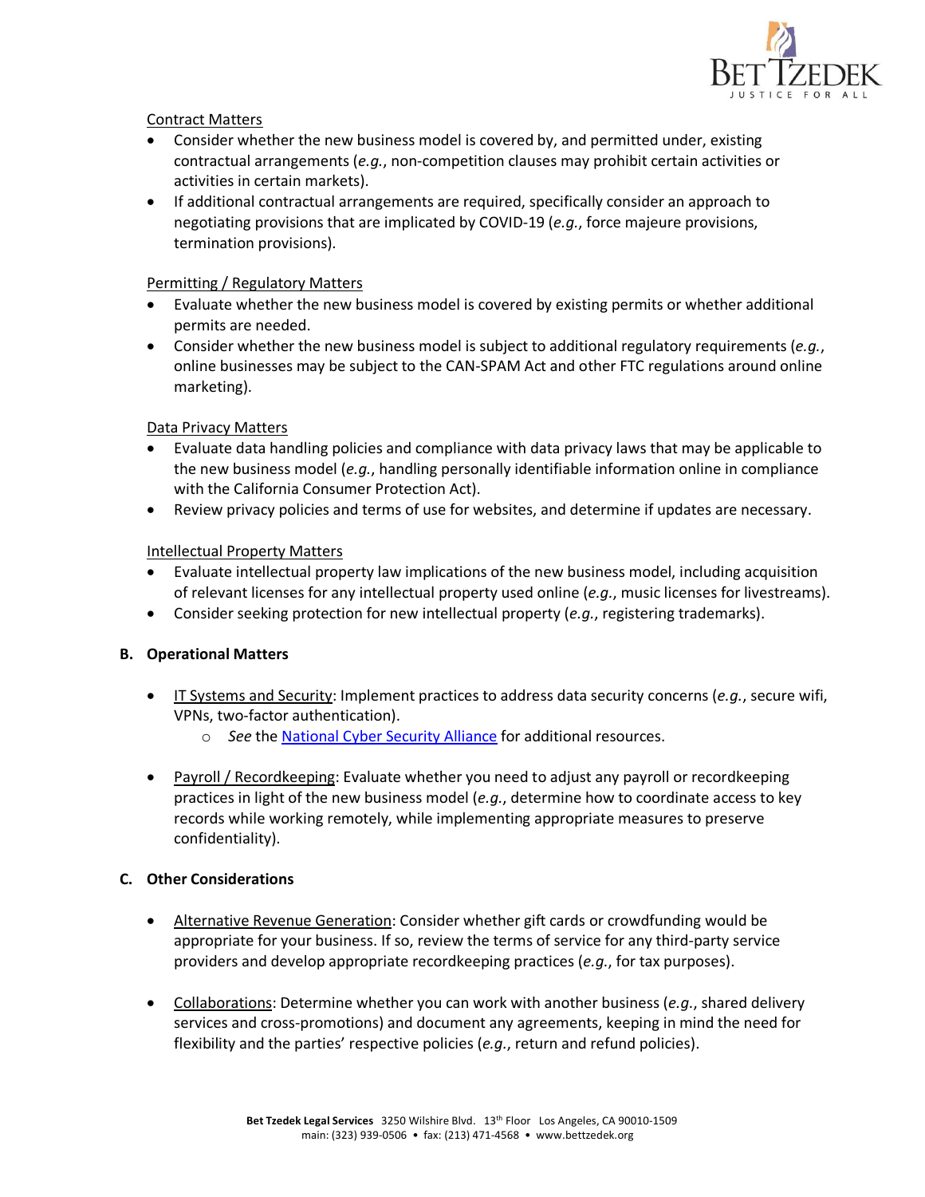<u>Contract Matters</u>

- Consider whether the new business model is covered by, and permitted under, existing contractual arrangements (*e.g.*, non-competition clauses may prohibit certain activities or activities in certain markets).
- If additional contractual arrangements are required, specifically consider an approach to negotiating provisions that are implicated by COVID-19 (*e.g.*, force majeure provisions, termination provisions).

<u>Permitting / Regulatory Matters</u>

- Evaluate whether the new business model is covered by existing permits or whether additional permits are needed.
- Consider whether the new business model is subject to additional regulatory requirements (*e.g.*, online businesses may be subject to the CAN-SPAM Act and other FTC regulations around online marketing).

<u>Data Privacy Matters</u>

- Evaluate data handling policies and compliance with data privacy laws that may be applicable to the new business model (*e.g.*, handling personally identifiable information online in compliance with the California Consumer Protection Act).
- Review privacy policies and terms of use for websites, and determine if updates are necessary.

<u>Intellectual Property Matters</u>

- Evaluate intellectual property law implications of the new business model, including acquisition of relevant licenses for any intellectual property used online (*e.g.*, music licenses for livestreams).
- Consider seeking protection for new intellectual property (*e.g.*, registering trademarks).

**B. Operational Matters**

- <u>IT Systems and Security</u>: Implement practices to address data security concerns (*e.g.*, secure wifi, VPNs, two-factor authentication).
  - *See* the National Cyber Security Alliance for additional resources.

- <u>Payroll / Recordkeeping</u>: Evaluate whether you need to adjust any payroll or recordkeeping practices in light of the new business model (*e.g.*, determine how to coordinate access to key records while working remotely, while implementing appropriate measures to preserve confidentiality).

**C. Other Considerations**

- <u>Alternative Revenue Generation</u>: Consider whether gift cards or crowdfunding would be appropriate for your business. If so, review the terms of service for any third-party service providers and develop appropriate recordkeeping practices (*e.g.*, for tax purposes).

- <u>Collaborations</u>: Determine whether you can work with another business (*e.g.*, shared delivery services and cross-promotions) and document any agreements, keeping in mind the need for flexibility and the parties' respective policies (*e.g.*, return and refund policies).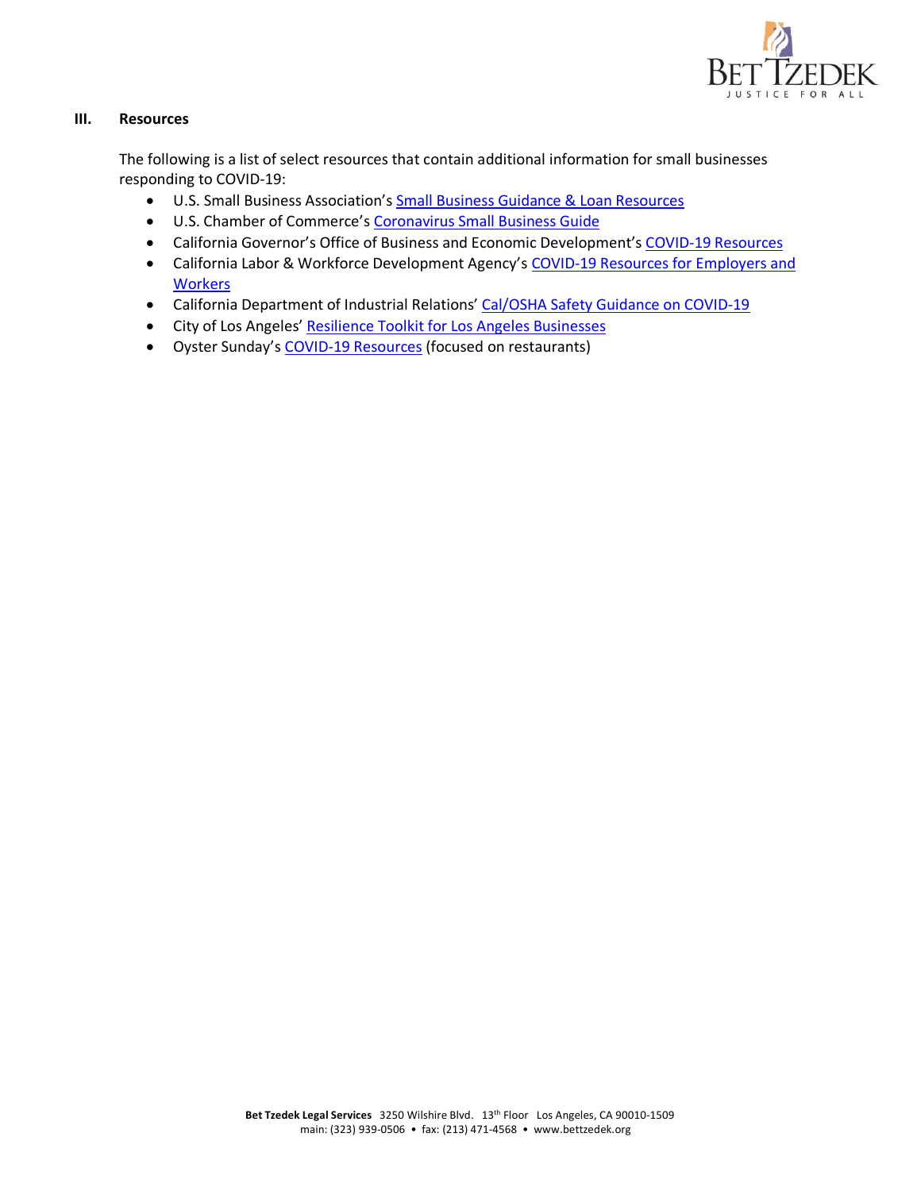## III. Resources

The following is a list of select resources that contain additional information for small businesses responding to COVID-19:

- U.S. Small Business Association's Small Business Guidance & Loan Resources
- U.S. Chamber of Commerce's Coronavirus Small Business Guide
- California Governor's Office of Business and Economic Development's COVID-19 Resources
- California Labor & Workforce Development Agency's COVID-19 Resources for Employers and Workers
- California Department of Industrial Relations' Cal/OSHA Safety Guidance on COVID-19
- City of Los Angeles' Resilience Toolkit for Los Angeles Businesses
- Oyster Sunday's COVID-19 Resources (focused on restaurants)